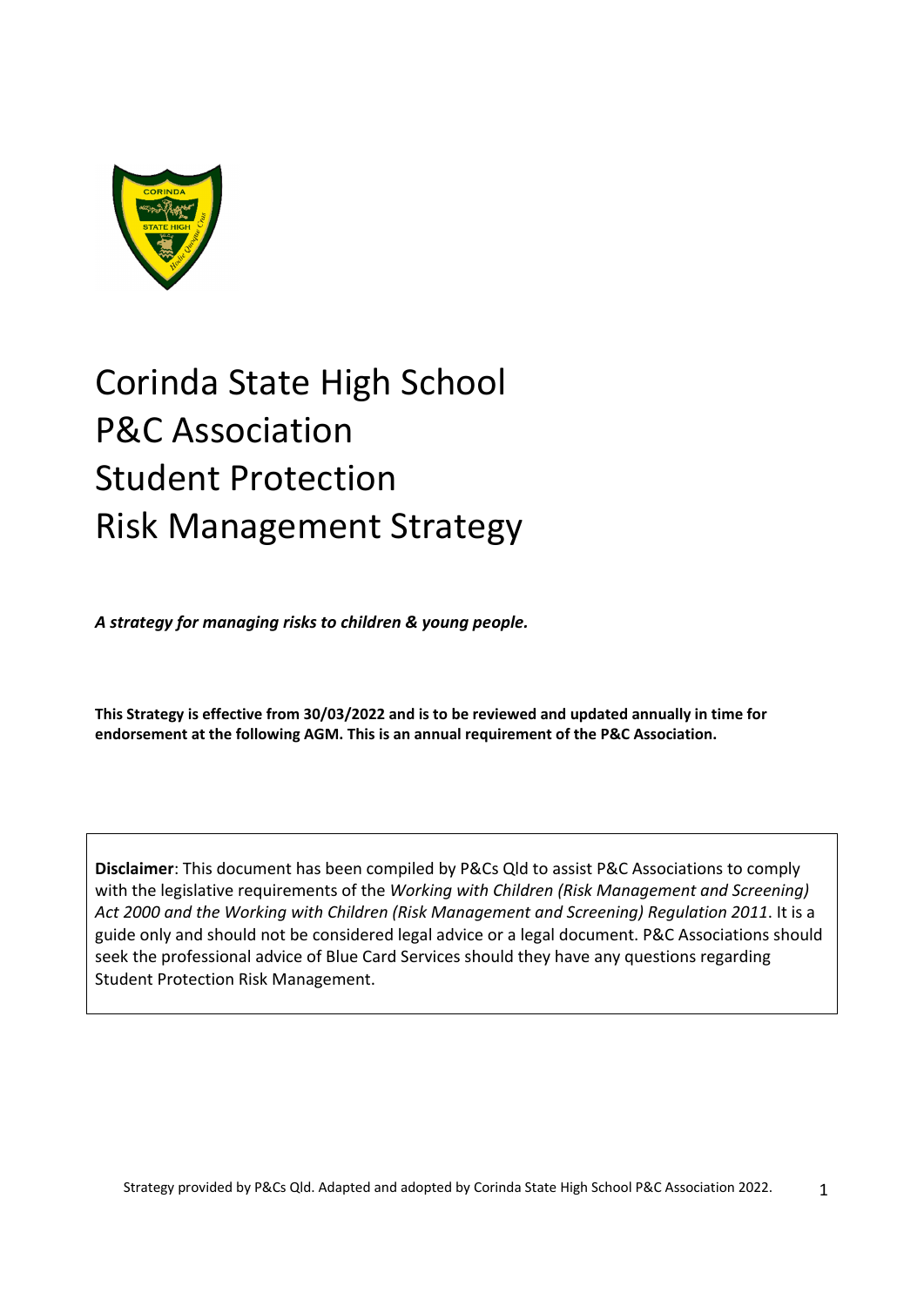# Corinda State High School P&C Association Student Protection Risk Management Strategy

***A strategy for managing risks to children & young people.***

**This Strategy is effective from 30/03/2022 and is to be reviewed and updated annually in time for endorsement at the following AGM. This is an annual requirement of the P&C Association.**

**Disclaimer**: This document has been compiled by P&Cs Qld to assist P&C Associations to comply with the legislative requirements of the *Working with Children (Risk Management and Screening) Act 2000 and the Working with Children (Risk Management and Screening) Regulation 2011*. It is a guide only and should not be considered legal advice or a legal document. P&C Associations should seek the professional advice of Blue Card Services should they have any questions regarding Student Protection Risk Management.

Strategy provided by P&Cs Qld. Adapted and adopted by Corinda State High School P&C Association 2022.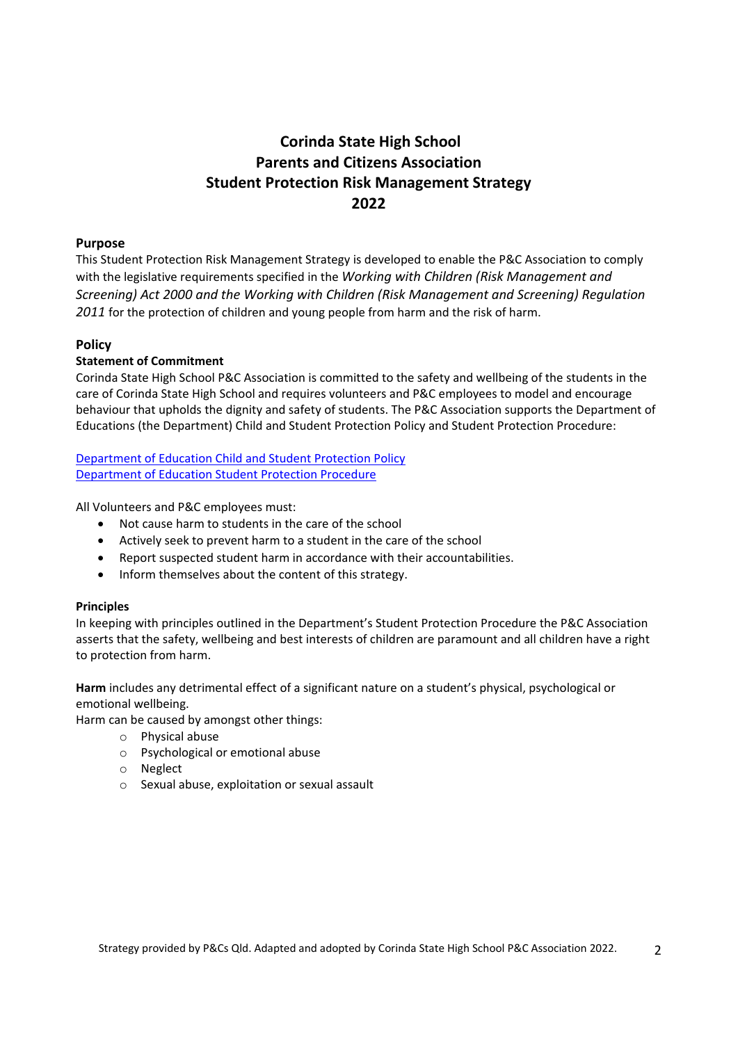# Corinda State High School
# Parents and Citizens Association
# Student Protection Risk Management Strategy
# 2022

## Purpose

This Student Protection Risk Management Strategy is developed to enable the P&C Association to comply with the legislative requirements specified in the *Working with Children (Risk Management and Screening) Act 2000 and the Working with Children (Risk Management and Screening) Regulation 2011* for the protection of children and young people from harm and the risk of harm.

## Policy

### Statement of Commitment

Corinda State High School P&C Association is committed to the safety and wellbeing of the students in the care of Corinda State High School and requires volunteers and P&C employees to model and encourage behaviour that upholds the dignity and safety of students. The P&C Association supports the Department of Educations (the Department) Child and Student Protection Policy and Student Protection Procedure:

Department of Education Child and Student Protection Policy
Department of Education Student Protection Procedure

All Volunteers and P&C employees must:

- Not cause harm to students in the care of the school
- Actively seek to prevent harm to a student in the care of the school
- Report suspected student harm in accordance with their accountabilities.
- Inform themselves about the content of this strategy.

### Principles

In keeping with principles outlined in the Department's Student Protection Procedure the P&C Association asserts that the safety, wellbeing and best interests of children are paramount and all children have a right to protection from harm.

**Harm** includes any detrimental effect of a significant nature on a student's physical, psychological or emotional wellbeing.

Harm can be caused by amongst other things:

- Physical abuse
- Psychological or emotional abuse
- Neglect
- Sexual abuse, exploitation or sexual assault

Strategy provided by P&Cs Qld. Adapted and adopted by Corinda State High School P&C Association 2022.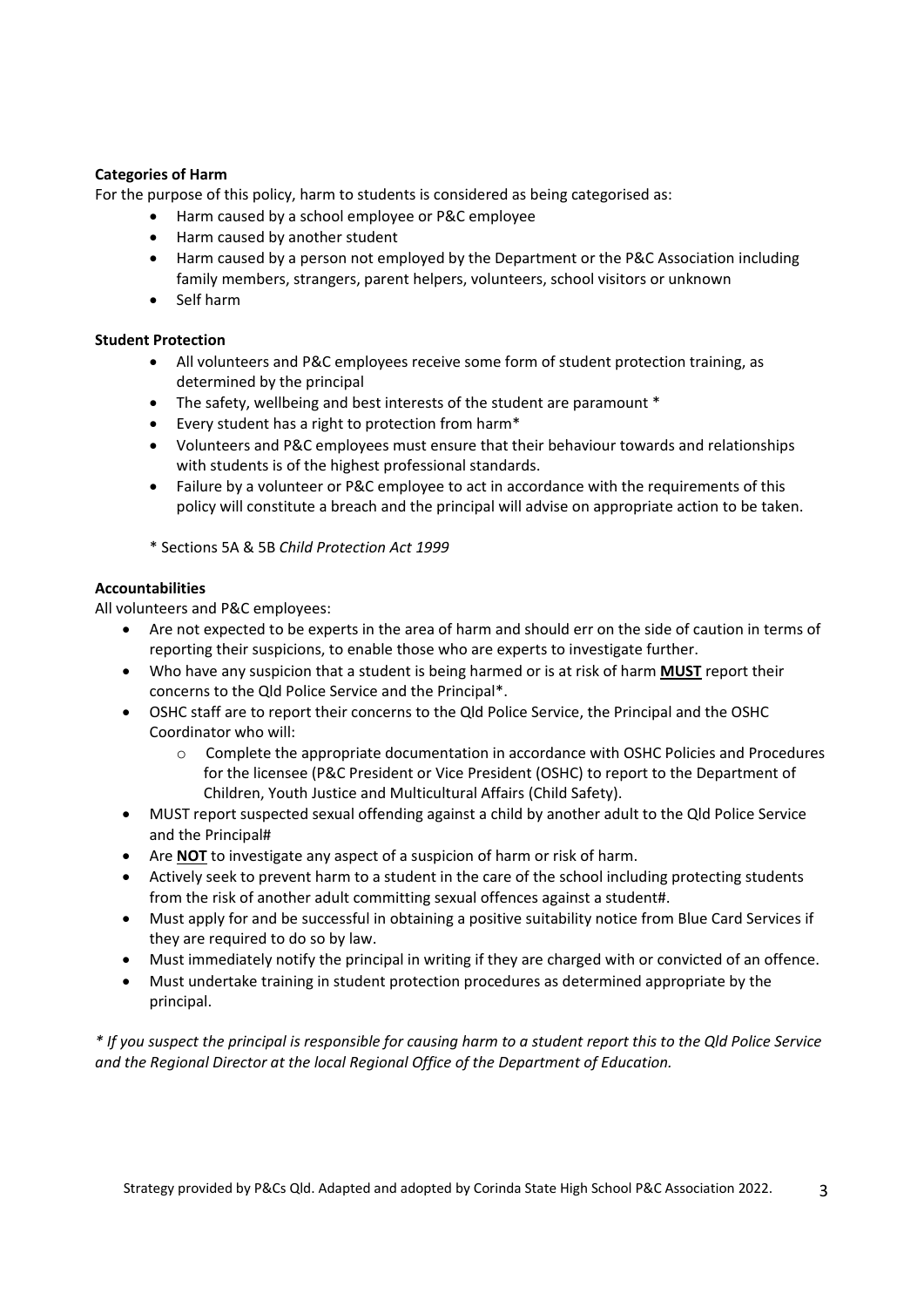**Categories of Harm**

For the purpose of this policy, harm to students is considered as being categorised as:

- Harm caused by a school employee or P&C employee
- Harm caused by another student
- Harm caused by a person not employed by the Department or the P&C Association including family members, strangers, parent helpers, volunteers, school visitors or unknown
- Self harm

**Student Protection**

- All volunteers and P&C employees receive some form of student protection training, as determined by the principal
- The safety, wellbeing and best interests of the student are paramount *
- Every student has a right to protection from harm*
- Volunteers and P&C employees must ensure that their behaviour towards and relationships with students is of the highest professional standards.
- Failure by a volunteer or P&C employee to act in accordance with the requirements of this policy will constitute a breach and the principal will advise on appropriate action to be taken.

* Sections 5A & 5B *Child Protection Act 1999*

**Accountabilities**

All volunteers and P&C employees:

- Are not expected to be experts in the area of harm and should err on the side of caution in terms of reporting their suspicions, to enable those who are experts to investigate further.
- Who have any suspicion that a student is being harmed or is at risk of harm <u>**MUST**</u> report their concerns to the Qld Police Service and the Principal*.
- OSHC staff are to report their concerns to the Qld Police Service, the Principal and the OSHC Coordinator who will:
    - Complete the appropriate documentation in accordance with OSHC Policies and Procedures for the licensee (P&C President or Vice President (OSHC) to report to the Department of Children, Youth Justice and Multicultural Affairs (Child Safety).
- MUST report suspected sexual offending against a child by another adult to the Qld Police Service and the Principal#
- Are <u>**NOT**</u> to investigate any aspect of a suspicion of harm or risk of harm.
- Actively seek to prevent harm to a student in the care of the school including protecting students from the risk of another adult committing sexual offences against a student#.
- Must apply for and be successful in obtaining a positive suitability notice from Blue Card Services if they are required to do so by law.
- Must immediately notify the principal in writing if they are charged with or convicted of an offence.
- Must undertake training in student protection procedures as determined appropriate by the principal.

*\* If you suspect the principal is responsible for causing harm to a student report this to the Qld Police Service and the Regional Director at the local Regional Office of the Department of Education.*

Strategy provided by P&Cs Qld. Adapted and adopted by Corinda State High School P&C Association 2022.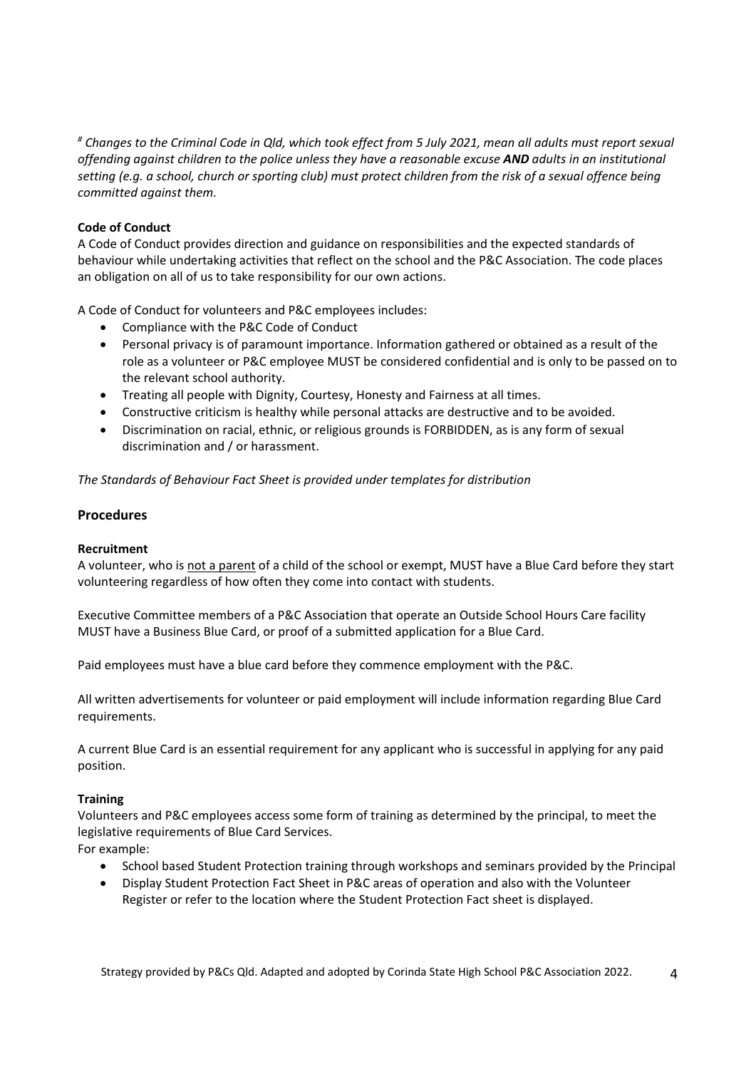*[#] Changes to the Criminal Code in Qld, which took effect from 5 July 2021, mean all adults must report sexual offending against children to the police unless they have a reasonable excuse **AND** adults in an institutional setting (e.g. a school, church or sporting club) must protect children from the risk of a sexual offence being committed against them.*

**Code of Conduct**

A Code of Conduct provides direction and guidance on responsibilities and the expected standards of behaviour while undertaking activities that reflect on the school and the P&C Association. The code places an obligation on all of us to take responsibility for our own actions.

A Code of Conduct for volunteers and P&C employees includes:

- Compliance with the P&C Code of Conduct
- Personal privacy is of paramount importance. Information gathered or obtained as a result of the role as a volunteer or P&C employee MUST be considered confidential and is only to be passed on to the relevant school authority.
- Treating all people with Dignity, Courtesy, Honesty and Fairness at all times.
- Constructive criticism is healthy while personal attacks are destructive and to be avoided.
- Discrimination on racial, ethnic, or religious grounds is FORBIDDEN, as is any form of sexual discrimination and / or harassment.

*The Standards of Behaviour Fact Sheet is provided under templates for distribution*

## Procedures

**Recruitment**

A volunteer, who is <u>not a parent</u> of a child of the school or exempt, MUST have a Blue Card before they start volunteering regardless of how often they come into contact with students.

Executive Committee members of a P&C Association that operate an Outside School Hours Care facility MUST have a Business Blue Card, or proof of a submitted application for a Blue Card.

Paid employees must have a blue card before they commence employment with the P&C.

All written advertisements for volunteer or paid employment will include information regarding Blue Card requirements.

A current Blue Card is an essential requirement for any applicant who is successful in applying for any paid position.

**Training**

Volunteers and P&C employees access some form of training as determined by the principal, to meet the legislative requirements of Blue Card Services.

For example:

- School based Student Protection training through workshops and seminars provided by the Principal
- Display Student Protection Fact Sheet in P&C areas of operation and also with the Volunteer Register or refer to the location where the Student Protection Fact sheet is displayed.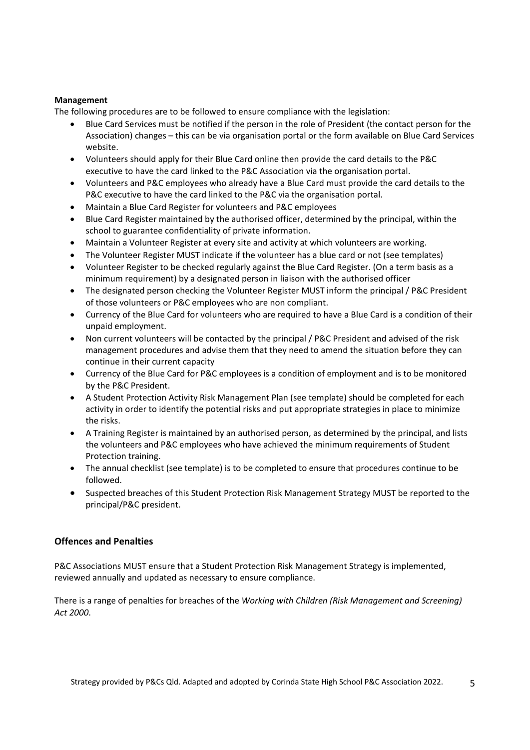**Management**

The following procedures are to be followed to ensure compliance with the legislation:

- Blue Card Services must be notified if the person in the role of President (the contact person for the Association) changes – this can be via organisation portal or the form available on Blue Card Services website.
- Volunteers should apply for their Blue Card online then provide the card details to the P&C executive to have the card linked to the P&C Association via the organisation portal.
- Volunteers and P&C employees who already have a Blue Card must provide the card details to the P&C executive to have the card linked to the P&C via the organisation portal.
- Maintain a Blue Card Register for volunteers and P&C employees
- Blue Card Register maintained by the authorised officer, determined by the principal, within the school to guarantee confidentiality of private information.
- Maintain a Volunteer Register at every site and activity at which volunteers are working.
- The Volunteer Register MUST indicate if the volunteer has a blue card or not (see templates)
- Volunteer Register to be checked regularly against the Blue Card Register. (On a term basis as a minimum requirement) by a designated person in liaison with the authorised officer
- The designated person checking the Volunteer Register MUST inform the principal / P&C President of those volunteers or P&C employees who are non compliant.
- Currency of the Blue Card for volunteers who are required to have a Blue Card is a condition of their unpaid employment.
- Non current volunteers will be contacted by the principal / P&C President and advised of the risk management procedures and advise them that they need to amend the situation before they can continue in their current capacity
- Currency of the Blue Card for P&C employees is a condition of employment and is to be monitored by the P&C President.
- A Student Protection Activity Risk Management Plan (see template) should be completed for each activity in order to identify the potential risks and put appropriate strategies in place to minimize the risks.
- A Training Register is maintained by an authorised person, as determined by the principal, and lists the volunteers and P&C employees who have achieved the minimum requirements of Student Protection training.
- The annual checklist (see template) is to be completed to ensure that procedures continue to be followed.
- Suspected breaches of this Student Protection Risk Management Strategy MUST be reported to the principal/P&C president.

## Offences and Penalties

P&C Associations MUST ensure that a Student Protection Risk Management Strategy is implemented, reviewed annually and updated as necessary to ensure compliance.

There is a range of penalties for breaches of the *Working with Children (Risk Management and Screening) Act 2000*.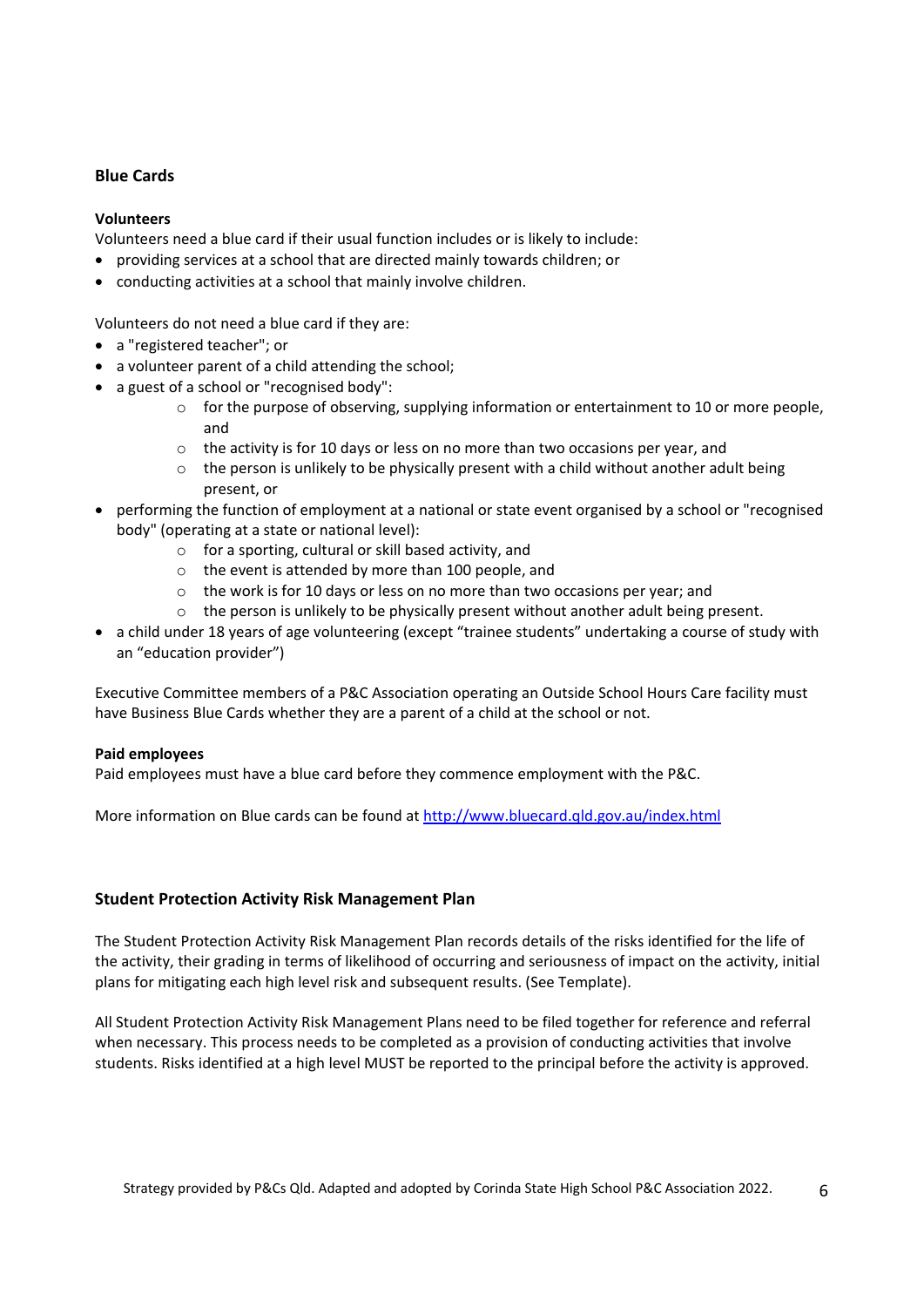## Blue Cards

**Volunteers**

Volunteers need a blue card if their usual function includes or is likely to include:

- providing services at a school that are directed mainly towards children; or
- conducting activities at a school that mainly involve children.

Volunteers do not need a blue card if they are:

- a "registered teacher"; or
- a volunteer parent of a child attending the school;
- a guest of a school or "recognised body":
    - for the purpose of observing, supplying information or entertainment to 10 or more people, and
    - the activity is for 10 days or less on no more than two occasions per year, and
    - the person is unlikely to be physically present with a child without another adult being present, or
- performing the function of employment at a national or state event organised by a school or "recognised body" (operating at a state or national level):
    - for a sporting, cultural or skill based activity, and
    - the event is attended by more than 100 people, and
    - the work is for 10 days or less on no more than two occasions per year; and
    - the person is unlikely to be physically present without another adult being present.
- a child under 18 years of age volunteering (except "trainee students" undertaking a course of study with an "education provider")

Executive Committee members of a P&C Association operating an Outside School Hours Care facility must have Business Blue Cards whether they are a parent of a child at the school or not.

**Paid employees**

Paid employees must have a blue card before they commence employment with the P&C.

More information on Blue cards can be found at [http://www.bluecard.qld.gov.au/index.html](http://www.bluecard.qld.gov.au/index.html)

## Student Protection Activity Risk Management Plan

The Student Protection Activity Risk Management Plan records details of the risks identified for the life of the activity, their grading in terms of likelihood of occurring and seriousness of impact on the activity, initial plans for mitigating each high level risk and subsequent results. (See Template).

All Student Protection Activity Risk Management Plans need to be filed together for reference and referral when necessary. This process needs to be completed as a provision of conducting activities that involve students. Risks identified at a high level MUST be reported to the principal before the activity is approved.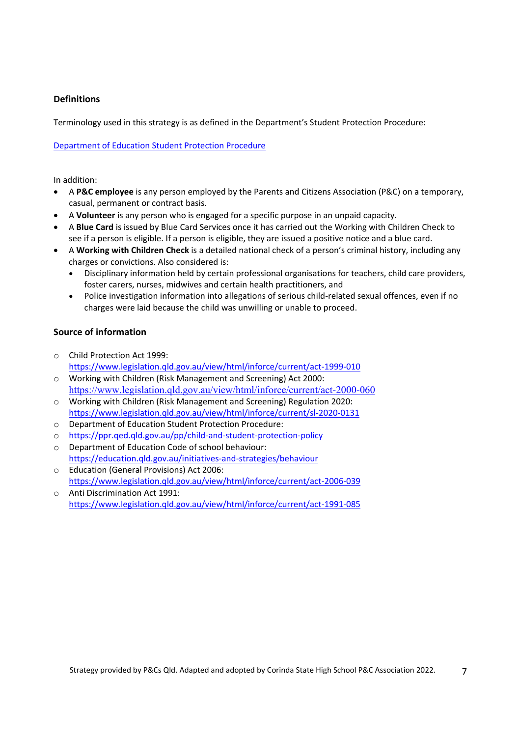### Definitions

Terminology used in this strategy is as defined in the Department's Student Protection Procedure:

[Department of Education Student Protection Procedure](https://ppr.qed.qld.gov.au/pp/child-and-student-protection-policy)

In addition:

- A **P&C employee** is any person employed by the Parents and Citizens Association (P&C) on a temporary, casual, permanent or contract basis.
- A **Volunteer** is any person who is engaged for a specific purpose in an unpaid capacity.
- A **Blue Card** is issued by Blue Card Services once it has carried out the Working with Children Check to see if a person is eligible. If a person is eligible, they are issued a positive notice and a blue card.
- A **Working with Children Check** is a detailed national check of a person's criminal history, including any charges or convictions. Also considered is:
  - Disciplinary information held by certain professional organisations for teachers, child care providers, foster carers, nurses, midwives and certain health practitioners, and
  - Police investigation information into allegations of serious child-related sexual offences, even if no charges were laid because the child was unwilling or unable to proceed.

### Source of information

- Child Protection Act 1999:
  https://www.legislation.qld.gov.au/view/html/inforce/current/act-1999-010
- Working with Children (Risk Management and Screening) Act 2000:
  https://www.legislation.qld.gov.au/view/html/inforce/current/act-2000-060
- Working with Children (Risk Management and Screening) Regulation 2020:
  https://www.legislation.qld.gov.au/view/html/inforce/current/sl-2020-0131
- Department of Education Student Protection Procedure:
- https://ppr.qed.qld.gov.au/pp/child-and-student-protection-policy
- Department of Education Code of school behaviour:
  https://education.qld.gov.au/initiatives-and-strategies/behaviour
- Education (General Provisions) Act 2006:
  https://www.legislation.qld.gov.au/view/html/inforce/current/act-2006-039
- Anti Discrimination Act 1991:
  https://www.legislation.qld.gov.au/view/html/inforce/current/act-1991-085

Strategy provided by P&Cs Qld. Adapted and adopted by Corinda State High School P&C Association 2022.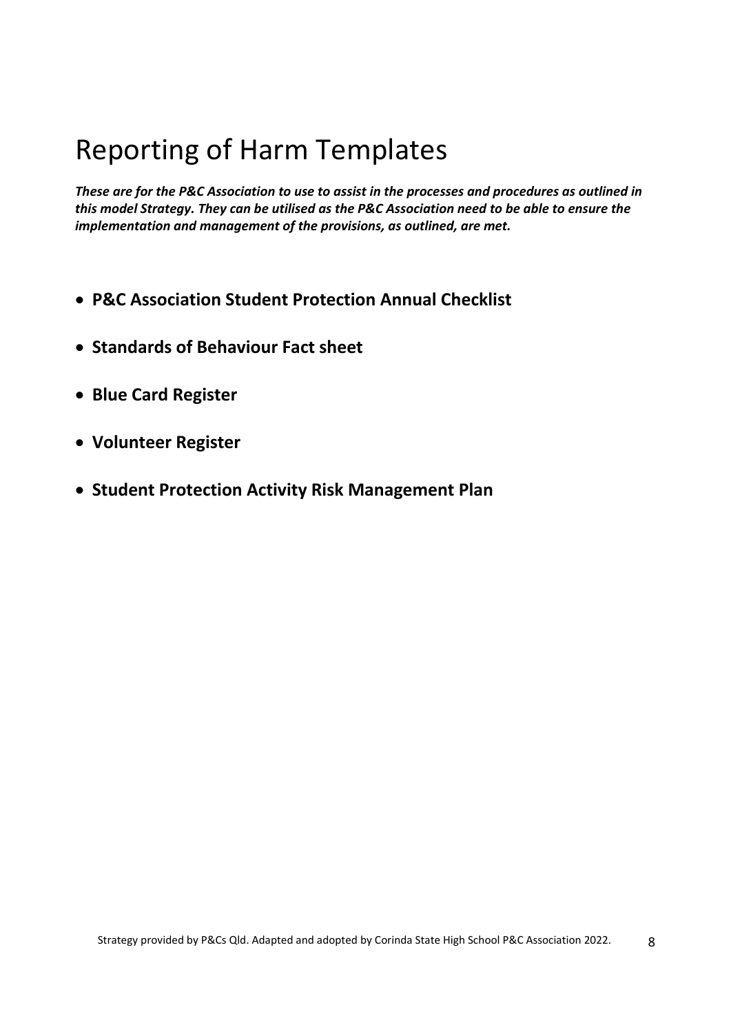# Reporting of Harm Templates

***These are for the P&C Association to use to assist in the processes and procedures as outlined in this model Strategy. They can be utilised as the P&C Association need to be able to ensure the implementation and management of the provisions, as outlined, are met.***

- **P&C Association Student Protection Annual Checklist**
- **Standards of Behaviour Fact sheet**
- **Blue Card Register**
- **Volunteer Register**
- **Student Protection Activity Risk Management Plan**

Strategy provided by P&Cs Qld. Adapted and adopted by Corinda State High School P&C Association 2022.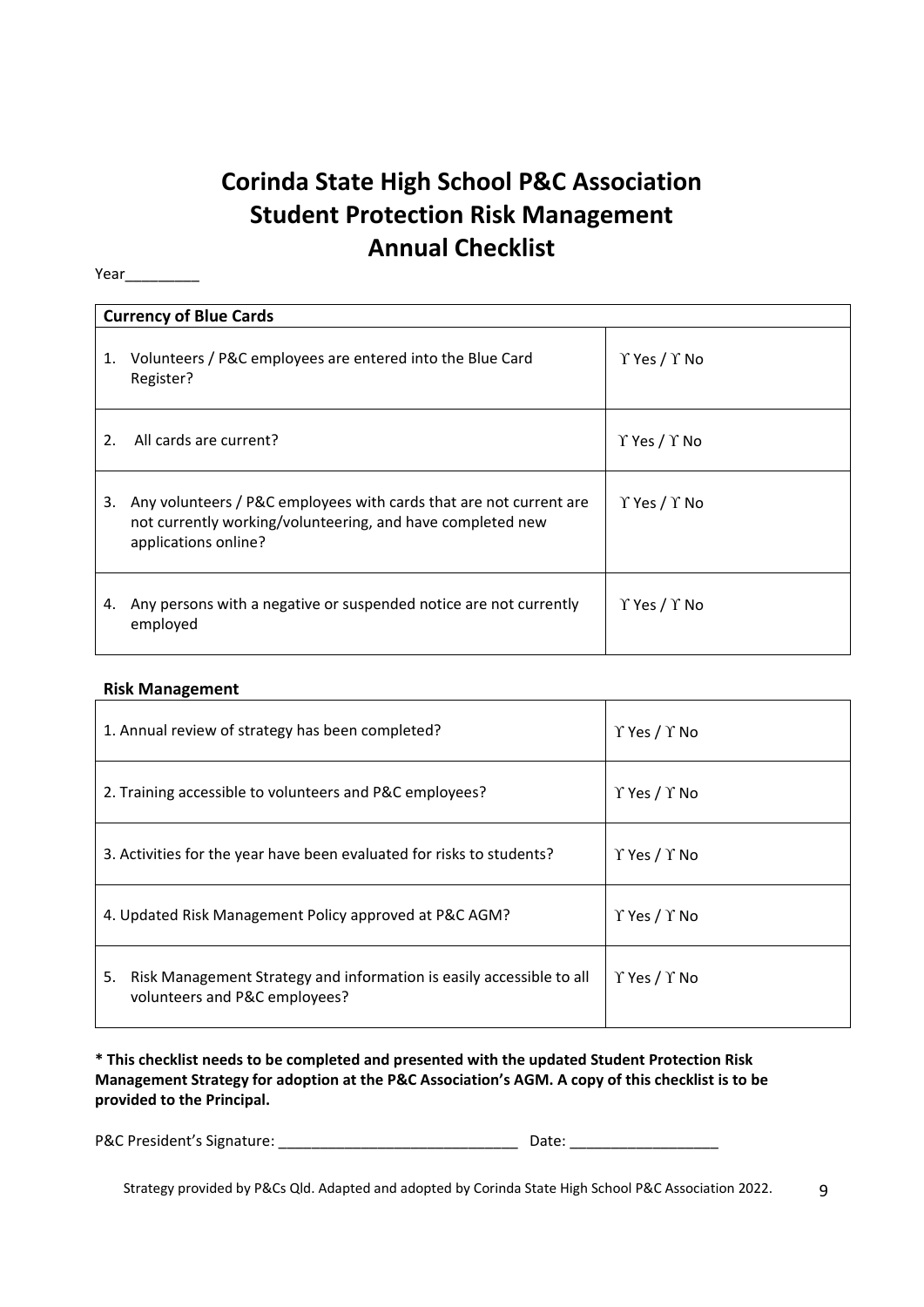# Corinda State High School P&C Association
# Student Protection Risk Management
# Annual Checklist

Year_________

| Currency of Blue Cards | |
|---|---|
| 1. Volunteers / P&C employees are entered into the Blue Card Register? | ϒ Yes / ϒ No |
| 2. All cards are current? | ϒ Yes / ϒ No |
| 3. Any volunteers / P&C employees with cards that are not current are not currently working/volunteering, and have completed new applications online? | ϒ Yes / ϒ No |
| 4. Any persons with a negative or suspended notice are not currently employed | ϒ Yes / ϒ No |

**Risk Management**

| | |
|---|---|
| 1. Annual review of strategy has been completed? | ϒ Yes / ϒ No |
| 2. Training accessible to volunteers and P&C employees? | ϒ Yes / ϒ No |
| 3. Activities for the year have been evaluated for risks to students? | ϒ Yes / ϒ No |
| 4. Updated Risk Management Policy approved at P&C AGM? | ϒ Yes / ϒ No |
| 5. Risk Management Strategy and information is easily accessible to all volunteers and P&C employees? | ϒ Yes / ϒ No |

**\* This checklist needs to be completed and presented with the updated Student Protection Risk Management Strategy for adoption at the P&C Association's AGM. A copy of this checklist is to be provided to the Principal.**

P&C President's Signature: _____________________________ Date: __________________

Strategy provided by P&Cs Qld. Adapted and adopted by Corinda State High School P&C Association 2022.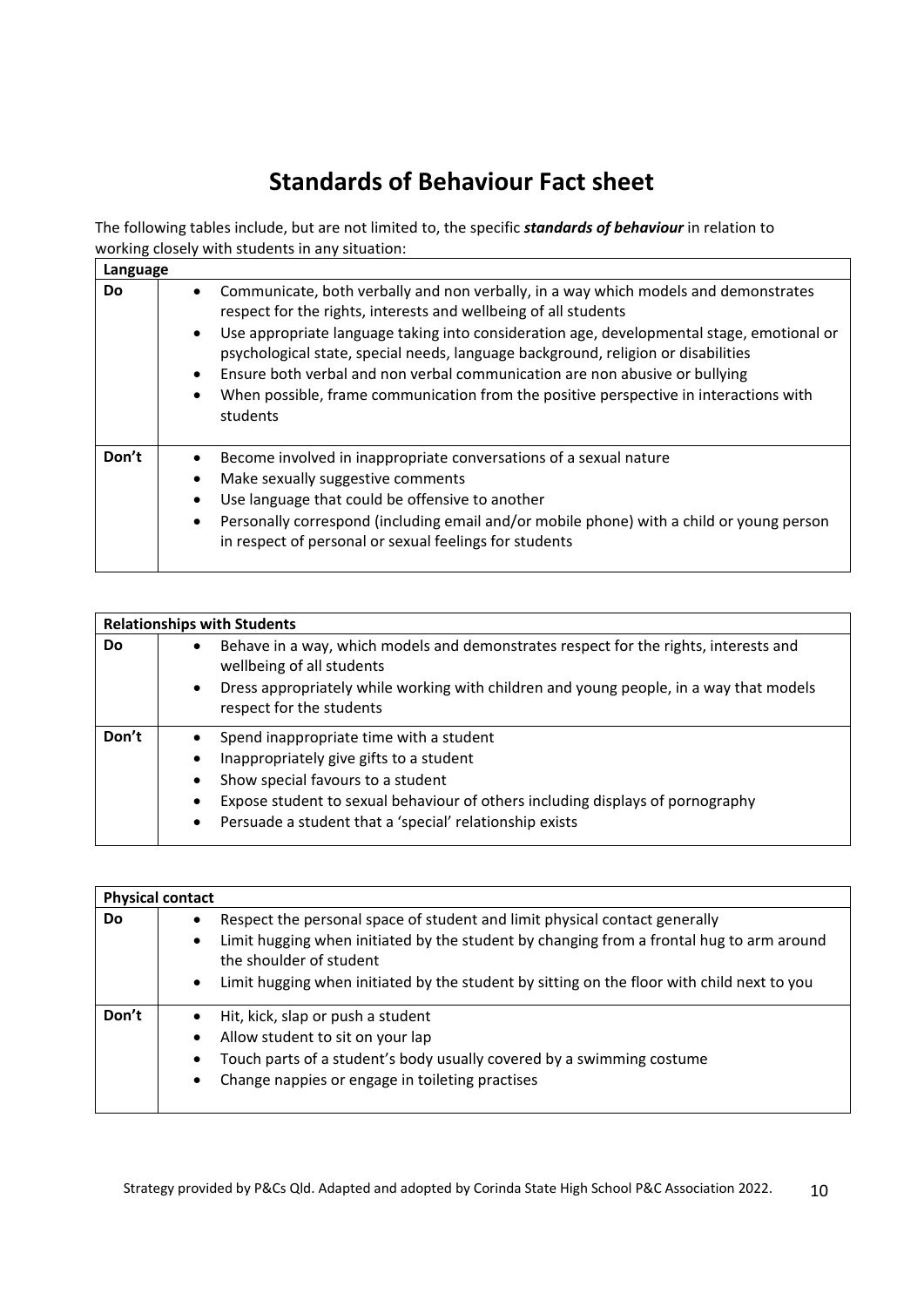# Standards of Behaviour Fact sheet

The following tables include, but are not limited to, the specific ***standards of behaviour*** in relation to working closely with students in any situation:

| Language | |
|---|---|
| **Do** | • Communicate, both verbally and non verbally, in a way which models and demonstrates respect for the rights, interests and wellbeing of all students<br>• Use appropriate language taking into consideration age, developmental stage, emotional or psychological state, special needs, language background, religion or disabilities<br>• Ensure both verbal and non verbal communication are non abusive or bullying<br>• When possible, frame communication from the positive perspective in interactions with students |
| **Don't** | • Become involved in inappropriate conversations of a sexual nature<br>• Make sexually suggestive comments<br>• Use language that could be offensive to another<br>• Personally correspond (including email and/or mobile phone) with a child or young person in respect of personal or sexual feelings for students |

| Relationships with Students | |
|---|---|
| **Do** | • Behave in a way, which models and demonstrates respect for the rights, interests and wellbeing of all students<br>• Dress appropriately while working with children and young people, in a way that models respect for the students |
| **Don't** | • Spend inappropriate time with a student<br>• Inappropriately give gifts to a student<br>• Show special favours to a student<br>• Expose student to sexual behaviour of others including displays of pornography<br>• Persuade a student that a 'special' relationship exists |

| Physical contact | |
|---|---|
| **Do** | • Respect the personal space of student and limit physical contact generally<br>• Limit hugging when initiated by the student by changing from a frontal hug to arm around the shoulder of student<br>• Limit hugging when initiated by the student by sitting on the floor with child next to you |
| **Don't** | • Hit, kick, slap or push a student<br>• Allow student to sit on your lap<br>• Touch parts of a student's body usually covered by a swimming costume<br>• Change nappies or engage in toileting practises |

Strategy provided by P&Cs Qld. Adapted and adopted by Corinda State High School P&C Association 2022.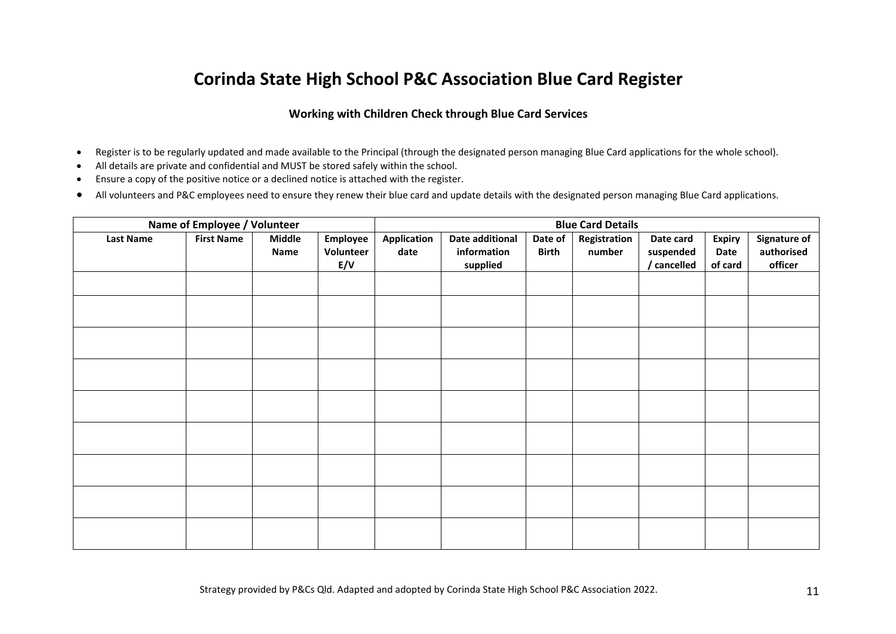# Corinda State High School P&C Association Blue Card Register

### Working with Children Check through Blue Card Services

- Register is to be regularly updated and made available to the Principal (through the designated person managing Blue Card applications for the whole school).
- All details are private and confidential and MUST be stored safely within the school.
- Ensure a copy of the positive notice or a declined notice is attached with the register.
- All volunteers and P&C employees need to ensure they renew their blue card and update details with the designated person managing Blue Card applications.

| Name of Employee / Volunteer | | | | Blue Card Details | | | | | | |
|---|---|---|---|---|---|---|---|---|---|---|
| Last Name | First Name | Middle Name | Employee Volunteer E/V | Application date | Date additional information supplied | Date of Birth | Registration number | Date card suspended / cancelled | Expiry Date of card | Signature of authorised officer |
| | | | | | | | | | | |
| | | | | | | | | | | |
| | | | | | | | | | | |
| | | | | | | | | | | |
| | | | | | | | | | | |
| | | | | | | | | | | |
| | | | | | | | | | | |
| | | | | | | | | | | |
| | | | | | | | | | | |

Strategy provided by P&Cs Qld. Adapted and adopted by Corinda State High School P&C Association 2022.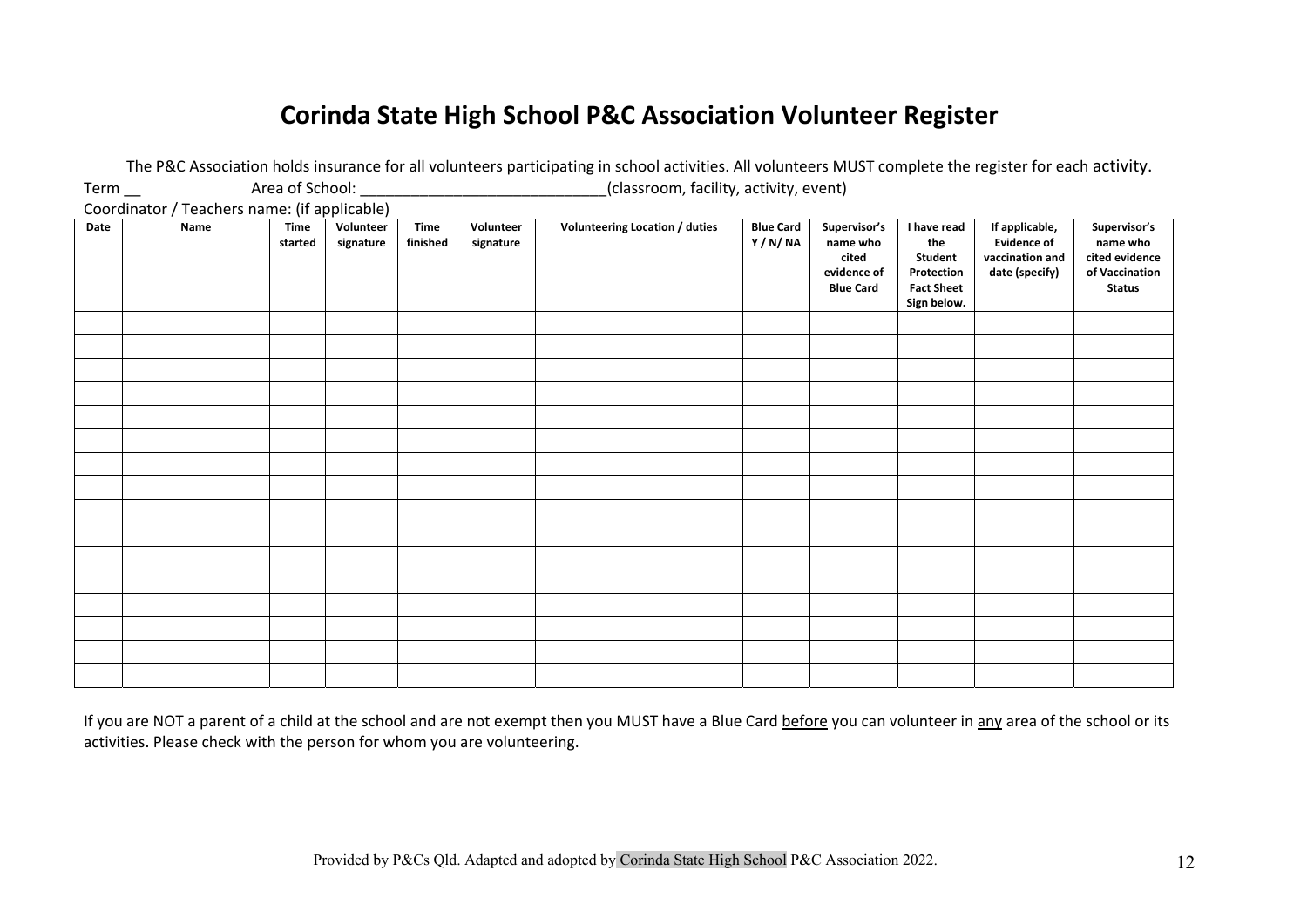# Corinda State High School P&C Association Volunteer Register

The P&C Association holds insurance for all volunteers participating in school activities. All volunteers MUST complete the register for each activity.

Term __ Area of School: ____________________________(classroom, facility, activity, event)

Coordinator / Teachers name: (if applicable)

| Date | Name | Time started | Volunteer signature | Time finished | Volunteer signature | Volunteering Location / duties | Blue Card Y / N/ NA | Supervisor's name who cited evidence of Blue Card | I have read the Student Protection Fact Sheet Sign below. | If applicable, Evidence of vaccination and date (specify) | Supervisor's name who cited evidence of Vaccination Status |
|---|---|---|---|---|---|---|---|---|---|---|---|
| | | | | | | | | | | | |
| | | | | | | | | | | | |
| | | | | | | | | | | | |
| | | | | | | | | | | | |
| | | | | | | | | | | | |
| | | | | | | | | | | | |
| | | | | | | | | | | | |
| | | | | | | | | | | | |
| | | | | | | | | | | | |
| | | | | | | | | | | | |
| | | | | | | | | | | | |
| | | | | | | | | | | | |
| | | | | | | | | | | | |
| | | | | | | | | | | | |
| | | | | | | | | | | | |
| | | | | | | | | | | | |

If you are NOT a parent of a child at the school and are not exempt then you MUST have a Blue Card <u>before</u> you can volunteer in <u>any</u> area of the school or its activities. Please check with the person for whom you are volunteering.

Provided by P&Cs Qld. Adapted and adopted by Corinda State High School P&C Association 2022.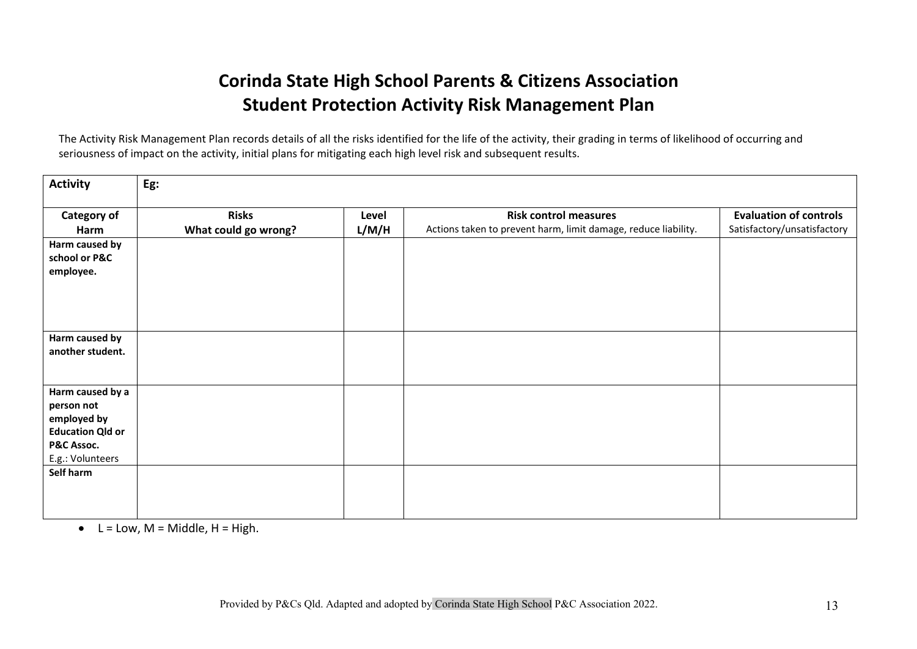# Corinda State High School Parents & Citizens Association
# Student Protection Activity Risk Management Plan

The Activity Risk Management Plan records details of all the risks identified for the life of the activity, their grading in terms of likelihood of occurring and seriousness of impact on the activity, initial plans for mitigating each high level risk and subsequent results.

| **Activity** | **Eg:** | | | |
|---|---|---|---|---|
| **Category of Harm** | **Risks**<br>**What could go wrong?** | **Level**<br>**L/M/H** | **Risk control measures**<br>Actions taken to prevent harm, limit damage, reduce liability. | **Evaluation of controls**<br>Satisfactory/unsatisfactory |
| **Harm caused by school or P&C employee.** | | | | |
| **Harm caused by another student.** | | | | |
| **Harm caused by a person not employed by Education Qld or P&C Assoc.**<br>E.g.: Volunteers | | | | |
| **Self harm** | | | | |

- L = Low, M = Middle, H = High.

Provided by P&Cs Qld. Adapted and adopted by Corinda State High School P&C Association 2022.